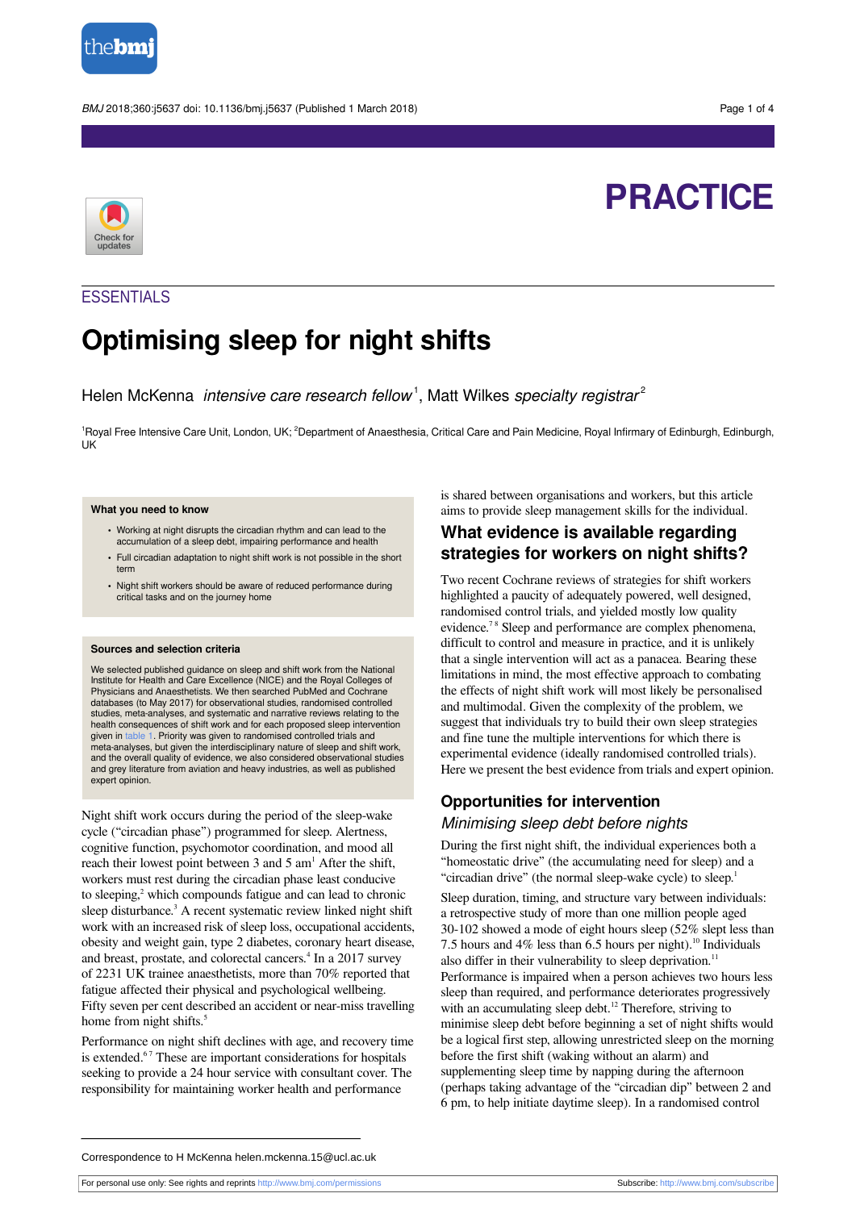PRACTICE

ESSENTIALS

# Optimising sleep for night shifts

Helen McKenna *intensive care research fellow*[1], Matt Wilkes *specialty registrar*[2]

[1]Royal Free Intensive Care Unit, London, UK; [2]Department of Anaesthesia, Critical Care and Pain Medicine, Royal Infirmary of Edinburgh, Edinburgh, UK

**What you need to know**

- Working at night disrupts the circadian rhythm and can lead to the accumulation of a sleep debt, impairing performance and health
- Full circadian adaptation to night shift work is not possible in the short term
- Night shift workers should be aware of reduced performance during critical tasks and on the journey home

**Sources and selection criteria**

We selected published guidance on sleep and shift work from the National Institute for Health and Care Excellence (NICE) and the Royal Colleges of Physicians and Anaesthetists. We then searched PubMed and Cochrane databases (to May 2017) for observational studies, randomised controlled studies, meta-analyses, and systematic and narrative reviews relating to the health consequences of shift work and for each proposed sleep intervention given in table 1. Priority was given to randomised controlled trials and meta-analyses, but given the interdisciplinary nature of sleep and shift work, and the overall quality of evidence, we also considered observational studies and grey literature from aviation and heavy industries, as well as published expert opinion.

Night shift work occurs during the period of the sleep-wake cycle ("circadian phase") programmed for sleep. Alertness, cognitive function, psychomotor coordination, and mood all reach their lowest point between 3 and 5 am[1] After the shift, workers must rest during the circadian phase least conducive to sleeping,[2] which compounds fatigue and can lead to chronic sleep disturbance.[3] A recent systematic review linked night shift work with an increased risk of sleep loss, occupational accidents, obesity and weight gain, type 2 diabetes, coronary heart disease, and breast, prostate, and colorectal cancers.[4] In a 2017 survey of 2231 UK trainee anaesthetists, more than 70% reported that fatigue affected their physical and psychological wellbeing. Fifty seven per cent described an accident or near-miss travelling home from night shifts.[5]

Performance on night shift declines with age, and recovery time is extended.[6,7] These are important considerations for hospitals seeking to provide a 24 hour service with consultant cover. The responsibility for maintaining worker health and performance is shared between organisations and workers, but this article aims to provide sleep management skills for the individual.

## What evidence is available regarding strategies for workers on night shifts?

Two recent Cochrane reviews of strategies for shift workers highlighted a paucity of adequately powered, well designed, randomised control trials, and yielded mostly low quality evidence.[7,8] Sleep and performance are complex phenomena, difficult to control and measure in practice, and it is unlikely that a single intervention will act as a panacea. Bearing these limitations in mind, the most effective approach to combating the effects of night shift work will most likely be personalised and multimodal. Given the complexity of the problem, we suggest that individuals try to build their own sleep strategies and fine tune the multiple interventions for which there is experimental evidence (ideally randomised controlled trials). Here we present the best evidence from trials and expert opinion.

## Opportunities for intervention

### *Minimising sleep debt before nights*

During the first night shift, the individual experiences both a "homeostatic drive" (the accumulating need for sleep) and a "circadian drive" (the normal sleep-wake cycle) to sleep.[1]

Sleep duration, timing, and structure vary between individuals: a retrospective study of more than one million people aged 30-102 showed a mode of eight hours sleep (52% slept less than 7.5 hours and 4% less than 6.5 hours per night).[10] Individuals also differ in their vulnerability to sleep deprivation.[11] Performance is impaired when a person achieves two hours less sleep than required, and performance deteriorates progressively with an accumulating sleep debt.[12] Therefore, striving to minimise sleep debt before beginning a set of night shifts would be a logical first step, allowing unrestricted sleep on the morning before the first shift (waking without an alarm) and supplementing sleep time by napping during the afternoon (perhaps taking advantage of the "circadian dip" between 2 and 6 pm, to help initiate daytime sleep). In a randomised control

Correspondence to H McKenna helen.mckenna.15@ucl.ac.uk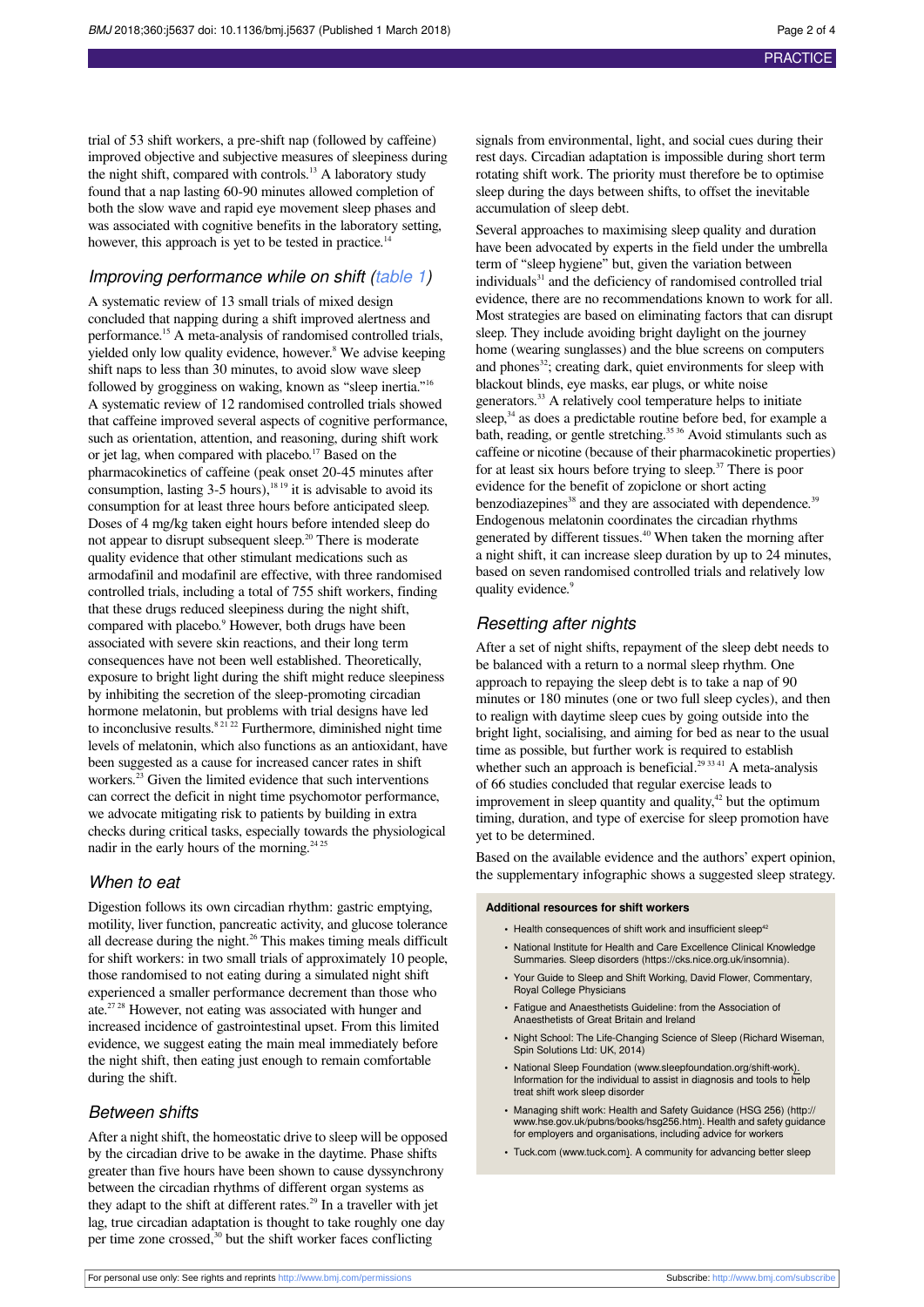trial of 53 shift workers, a pre-shift nap (followed by caffeine) improved objective and subjective measures of sleepiness during the night shift, compared with controls.[13] A laboratory study found that a nap lasting 60-90 minutes allowed completion of both the slow wave and rapid eye movement sleep phases and was associated with cognitive benefits in the laboratory setting, however, this approach is yet to be tested in practice.[14]

## Improving performance while on shift (table 1)

A systematic review of 13 small trials of mixed design concluded that napping during a shift improved alertness and performance.[15] A meta-analysis of randomised controlled trials, yielded only low quality evidence, however.[8] We advise keeping shift naps to less than 30 minutes, to avoid slow wave sleep followed by grogginess on waking, known as "sleep inertia."[16] A systematic review of 12 randomised controlled trials showed that caffeine improved several aspects of cognitive performance, such as orientation, attention, and reasoning, during shift work or jet lag, when compared with placebo.[17] Based on the pharmacokinetics of caffeine (peak onset 20-45 minutes after consumption, lasting 3-5 hours),[18 19] it is advisable to avoid its consumption for at least three hours before anticipated sleep. Doses of 4 mg/kg taken eight hours before intended sleep do not appear to disrupt subsequent sleep.[20] There is moderate quality evidence that other stimulant medications such as armodafinil and modafinil are effective, with three randomised controlled trials, including a total of 755 shift workers, finding that these drugs reduced sleepiness during the night shift, compared with placebo.[9] However, both drugs have been associated with severe skin reactions, and their long term consequences have not been well established. Theoretically, exposure to bright light during the shift might reduce sleepiness by inhibiting the secretion of the sleep-promoting circadian hormone melatonin, but problems with trial designs have led to inconclusive results.[8 21 22] Furthermore, diminished night time levels of melatonin, which also functions as an antioxidant, have been suggested as a cause for increased cancer rates in shift workers.[23] Given the limited evidence that such interventions can correct the deficit in night time psychomotor performance, we advocate mitigating risk to patients by building in extra checks during critical tasks, especially towards the physiological nadir in the early hours of the morning.[24 25]

## When to eat

Digestion follows its own circadian rhythm: gastric emptying, motility, liver function, pancreatic activity, and glucose tolerance all decrease during the night.[26] This makes timing meals difficult for shift workers: in two small trials of approximately 10 people, those randomised to not eating during a simulated night shift experienced a smaller performance decrement than those who ate.[27 28] However, not eating was associated with hunger and increased incidence of gastrointestinal upset. From this limited evidence, we suggest eating the main meal immediately before the night shift, then eating just enough to remain comfortable during the shift.

## Between shifts

After a night shift, the homeostatic drive to sleep will be opposed by the circadian drive to be awake in the daytime. Phase shifts greater than five hours have been shown to cause dyssynchrony between the circadian rhythms of different organ systems as they adapt to the shift at different rates.[29] In a traveller with jet lag, true circadian adaptation is thought to take roughly one day per time zone crossed,[30] but the shift worker faces conflicting signals from environmental, light, and social cues during their rest days. Circadian adaptation is impossible during short term rotating shift work. The priority must therefore be to optimise sleep during the days between shifts, to offset the inevitable accumulation of sleep debt.

Several approaches to maximising sleep quality and duration have been advocated by experts in the field under the umbrella term of "sleep hygiene" but, given the variation between individuals[31] and the deficiency of randomised controlled trial evidence, there are no recommendations known to work for all. Most strategies are based on eliminating factors that can disrupt sleep. They include avoiding bright daylight on the journey home (wearing sunglasses) and the blue screens on computers and phones[32]; creating dark, quiet environments for sleep with blackout blinds, eye masks, ear plugs, or white noise generators.[33] A relatively cool temperature helps to initiate sleep,[34] as does a predictable routine before bed, for example a bath, reading, or gentle stretching.[35 36] Avoid stimulants such as caffeine or nicotine (because of their pharmacokinetic properties) for at least six hours before trying to sleep.[37] There is poor evidence for the benefit of zopiclone or short acting benzodiazepines[38] and they are associated with dependence.[39] Endogenous melatonin coordinates the circadian rhythms generated by different tissues.[40] When taken the morning after a night shift, it can increase sleep duration by up to 24 minutes, based on seven randomised controlled trials and relatively low quality evidence.[9]

## Resetting after nights

After a set of night shifts, repayment of the sleep debt needs to be balanced with a return to a normal sleep rhythm. One approach to repaying the sleep debt is to take a nap of 90 minutes or 180 minutes (one or two full sleep cycles), and then to realign with daytime sleep cues by going outside into the bright light, socialising, and aiming for bed as near to the usual time as possible, but further work is required to establish whether such an approach is beneficial.[29 33 41] A meta-analysis of 66 studies concluded that regular exercise leads to improvement in sleep quantity and quality,[42] but the optimum timing, duration, and type of exercise for sleep promotion have yet to be determined.

Based on the available evidence and the authors' expert opinion, the supplementary infographic shows a suggested sleep strategy.

**Additional resources for shift workers**

- Health consequences of shift work and insufficient sleep[42]
- National Institute for Health and Care Excellence Clinical Knowledge Summaries. Sleep disorders (https://cks.nice.org.uk/insomnia).
- Your Guide to Sleep and Shift Working, David Flower, Commentary, Royal College Physicians
- Fatigue and Anaesthetists Guideline: from the Association of Anaesthetists of Great Britain and Ireland
- Night School: The Life-Changing Science of Sleep (Richard Wiseman, Spin Solutions Ltd: UK, 2014)
- National Sleep Foundation (www.sleepfoundation.org/shift-work). Information for the individual to assist in diagnosis and tools to help treat shift work sleep disorder
- Managing shift work: Health and Safety Guidance (HSG 256) (http://www.hse.gov.uk/pubns/books/hsg256.htm). Health and safety guidance for employers and organisations, including advice for workers
- Tuck.com (www.tuck.com). A community for advancing better sleep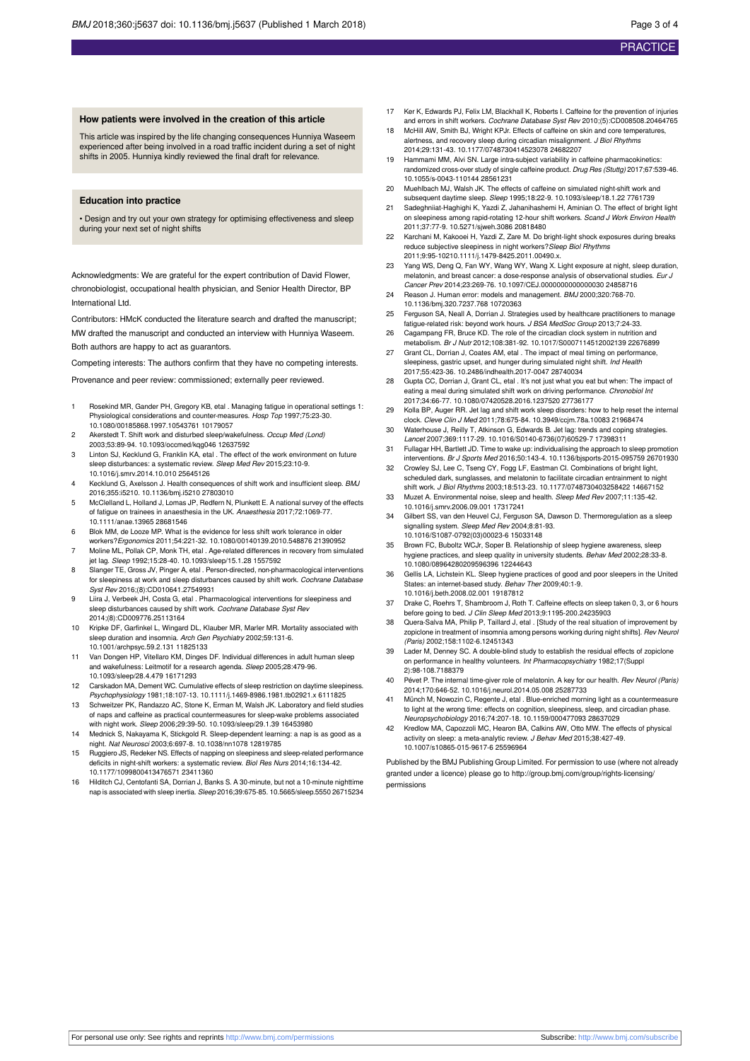### How patients were involved in the creation of this article

This article was inspired by the life changing consequences Hunniya Waseem experienced after being involved in a road traffic incident during a set of night shifts in 2005. Hunniya kindly reviewed the final draft for relevance.

### Education into practice

- Design and try out your own strategy for optimising effectiveness and sleep during your next set of night shifts

Acknowledgments: We are grateful for the expert contribution of David Flower, chronobiologist, occupational health physician, and Senior Health Director, BP International Ltd.

Contributors: HMcK conducted the literature search and drafted the manuscript; MW drafted the manuscript and conducted an interview with Hunniya Waseem. Both authors are happy to act as guarantors.

Competing interests: The authors confirm that they have no competing interests.

Provenance and peer review: commissioned; externally peer reviewed.

1. Rosekind MR, Gander PH, Gregory KB, etal . Managing fatigue in operational settings 1: Physiological considerations and counter-measures. *Hosp Top* 1997;75:23-30. 10.1080/00185868.1997.10543761 10179057
2. Akerstedt T. Shift work and disturbed sleep/wakefulness. *Occup Med (Lond)* 2003;53:89-94. 10.1093/occmed/kqg046 12637592
3. Linton SJ, Kecklund G, Franklin KA, etal . The effect of the work environment on future sleep disturbances: a systematic review. *Sleep Med Rev* 2015;23:10-9. 10.1016/j.smrv.2014.10.010 25645126
4. Kecklund G, Axelsson J. Health consequences of shift work and insufficient sleep. *BMJ* 2016;355:i5210. 10.1136/bmj.i5210 27803010
5. McClelland L, Holland J, Lomas JP, Redfern N, Plunkett E. A national survey of the effects of fatigue on trainees in anaesthesia in the UK. *Anaesthesia* 2017;72:1069-77. 10.1111/anae.13965 28681546
6. Blok MM, de Looze MP. What is the evidence for less shift work tolerance in older workers?*Ergonomics* 2011;54:221-32. 10.1080/00140139.2010.548876 21390952
7. Moline ML, Pollak CP, Monk TH, etal . Age-related differences in recovery from simulated jet lag. *Sleep* 1992;15:28-40. 10.1093/sleep/15.1.28 1557592
8. Slanger TE, Gross JV, Pinger A, etal . Person-directed, non-pharmacological interventions for sleepiness at work and sleep disturbances caused by shift work. *Cochrane Database Syst Rev* 2016;(8):CD010641.27549931
9. Liira J, Verbeek JH, Costa G, etal . Pharmacological interventions for sleepiness and sleep disturbances caused by shift work. *Cochrane Database Syst Rev* 2014;(8):CD009776.25113164
10. Kripke DF, Garfinkel L, Wingard DL, Klauber MR, Marler MR. Mortality associated with sleep duration and insomnia. *Arch Gen Psychiatry* 2002;59:131-6. 10.1001/archpsyc.59.2.131 11825133
11. Van Dongen HP, Vitellaro KM, Dinges DF. Individual differences in adult human sleep and wakefulness: Leitmotif for a research agenda. *Sleep* 2005;28:479-96. 10.1093/sleep/28.4.479 16171293
12. Carskadon MA, Dement WC. Cumulative effects of sleep restriction on daytime sleepiness. *Psychophysiology* 1981;18:107-13. 10.1111/j.1469-8986.1981.tb02921.x 6111825
13. Schweitzer PK, Randazzo AC, Stone K, Erman M, Walsh JK. Laboratory and field studies of naps and caffeine as practical countermeasures for sleep-wake problems associated with night work. *Sleep* 2006;29:39-50. 10.1093/sleep/29.1.39 16453980
14. Mednick S, Nakayama K, Stickgold R. Sleep-dependent learning: a nap is as good as a night. *Nat Neurosci* 2003;6:697-8. 10.1038/nn1078 12819785
15. Ruggiero JS, Redeker NS. Effects of napping on sleepiness and sleep-related performance deficits in night-shift workers: a systematic review. *Biol Res Nurs* 2014;16:134-42. 10.1177/1099800413476571 23411360
16. Hilditch CJ, Centofanti SA, Dorrian J, Banks S. A 30-minute, but not a 10-minute nighttime nap is associated with sleep inertia. *Sleep* 2016;39:675-85. 10.5665/sleep.5550 26715234
17. Ker K, Edwards PJ, Felix LM, Blackhall K, Roberts I. Caffeine for the prevention of injuries and errors in shift workers. *Cochrane Database Syst Rev* 2010;(5):CD008508.20464765
18. McHill AW, Smith BJ, Wright KPJr. Effects of caffeine on skin and core temperatures, alertness, and recovery sleep during circadian misalignment. *J Biol Rhythms* 2014;29:131-43. 10.1177/0748730414523078 24682207
19. Hammami MM, Alvi SN. Large intra-subject variability in caffeine pharmacokinetics: randomized cross-over study of single caffeine product. *Drug Res (Stuttg)* 2017;67:539-46. 10.1055/s-0043-110144 28561231
20. Muehlbach MJ, Walsh JK. The effects of caffeine on simulated night-shift work and subsequent daytime sleep. *Sleep* 1995;18:22-9. 10.1093/sleep/18.1.22 7761739
21. Sadeghniiat-Haghighi K, Yazdi Z, Jahanihashemi H, Aminian O. The effect of bright light on sleepiness among rapid-rotating 12-hour shift workers. *Scand J Work Environ Health* 2011;37:77-9. 10.5271/sjweh.3086 20818480
22. Karchani M, Kakooei H, Yazdi Z, Zare M. Do bright-light shock exposures during breaks reduce subjective sleepiness in night workers?*Sleep Biol Rhythms* 2011;9:95-10210.1111/j.1479-8425.2011.00490.x.
23. Yang WS, Deng Q, Fan WY, Wang WY, Wang X. Light exposure at night, sleep duration, melatonin, and breast cancer: a dose-response analysis of observational studies. *Eur J Cancer Prev* 2014;23:269-76. 10.1097/CEJ.0000000000000030 24858716
24. Reason J. Human error: models and management. *BMJ* 2000;320:768-70. 10.1136/bmj.320.7237.768 10720363
25. Ferguson SA, Neall A, Dorrian J. Strategies used by healthcare practitioners to manage fatigue-related risk: beyond work hours. *J BSA MedSoc Group* 2013;7:24-33.
26. Cagampang FR, Bruce KD. The role of the circadian clock system in nutrition and metabolism. *Br J Nutr* 2012;108:381-92. 10.1017/S0007114512002139 22676899
27. Grant CL, Dorrian J, Coates AM, etal . The impact of meal timing on performance, sleepiness, gastric upset, and hunger during simulated night shift. *Ind Health* 2017;55:423-36. 10.2486/indhealth.2017-0047 28740034
28. Gupta CC, Dorrian J, Grant CL, etal . It's not just what you eat but when: The impact of eating a meal during simulated shift work on driving performance. *Chronobiol Int* 2017;34:66-77. 10.1080/07420528.2016.1237520 27736177
29. Kolla BP, Auger RR. Jet lag and shift work sleep disorders: how to help reset the internal clock. *Cleve Clin J Med* 2011;78:675-84. 10.3949/ccjm.78a.10083 21968474
30. Waterhouse J, Reilly T, Atkinson G, Edwards B. Jet lag: trends and coping strategies. *Lancet* 2007;369:1117-29. 10.1016/S0140-6736(07)60529-7 17398311
31. Fullagar HH, Bartlett JD. Time to wake up: individualising the approach to sleep promotion interventions. *Br J Sports Med* 2016;50:143-4. 10.1136/bjsports-2015-095759 26701930
32. Crowley SJ, Lee C, Tseng CY, Fogg LF, Eastman CI. Combinations of bright light, scheduled dark, sunglasses, and melatonin to facilitate circadian entrainment to night shift work. *J Biol Rhythms* 2003;18:513-23. 10.1177/0748730403258422 14667152
33. Muzet A. Environmental noise, sleep and health. *Sleep Med Rev* 2007;11:135-42. 10.1016/j.smrv.2006.09.001 17317241
34. Gilbert SS, van den Heuvel CJ, Ferguson SA, Dawson D. Thermoregulation as a sleep signalling system. *Sleep Med Rev* 2004;8:81-93. 10.1016/S1087-0792(03)00023-6 15033148
35. Brown FC, Buboltz WCJr, Soper B. Relationship of sleep hygiene awareness, sleep hygiene practices, and sleep quality in university students. *Behav Med* 2002;28:33-8. 10.1080/08964280209596396 12244643
36. Gellis LA, Lichstein KL. Sleep hygiene practices of good and poor sleepers in the United States: an internet-based study. *Behav Ther* 2009;40:1-9. 10.1016/j.beth.2008.02.001 19187812
37. Drake C, Roehrs T, Shambroom J, Roth T. Caffeine effects on sleep taken 0, 3, or 6 hours before going to bed. *J Clin Sleep Med* 2013;9:1195-200.24235903
38. Quera-Salva MA, Philip P, Taillard J, etal . [Study of the real situation of improvement by zopiclone in treatment of insomnia among persons working during night shifts]. *Rev Neurol (Paris)* 2002;158:1102-6.12451343
39. Lader M, Denney SC. A double-blind study to establish the residual effects of zopiclone on performance in healthy volunteers. *Int Pharmacopsychiatry* 1982;17(Suppl 2):98-108.7188379
40. Pévet P. The internal time-giver role of melatonin. A key for our health. *Rev Neurol (Paris)* 2014;170:646-52. 10.1016/j.neurol.2014.05.008 25287733
41. Münch M, Nowozin C, Regente J, etal . Blue-enriched morning light as a countermeasure to light at the wrong time: effects on cognition, sleepiness, sleep, and circadian phase. *Neuropsychobiology* 2016;74:207-18. 10.1159/000477093 28637029
42. Kredlow MA, Capozzoli MC, Hearon BA, Calkins AW, Otto MW. The effects of physical activity on sleep: a meta-analytic review. *J Behav Med* 2015;38:427-49. 10.1007/s10865-015-9617-6 25596964

Published by the BMJ Publishing Group Limited. For permission to use (where not already granted under a licence) please go to http://group.bmj.com/group/rights-licensing/permissions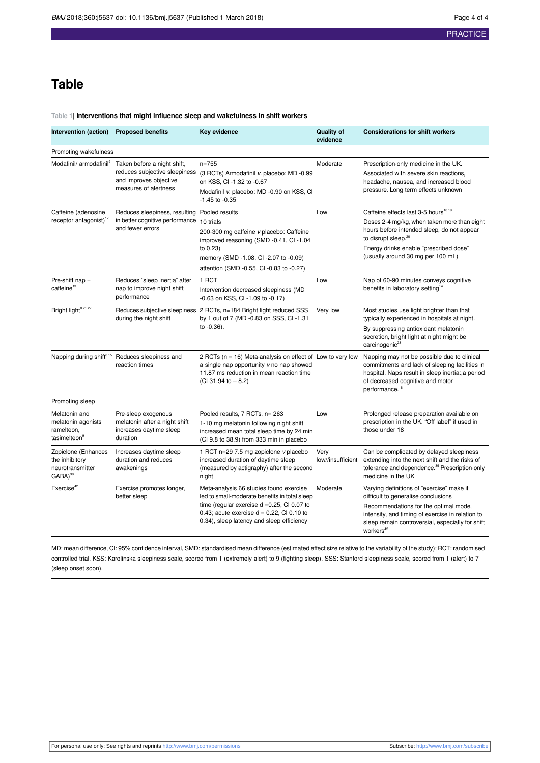# Table

**Table 1| Interventions that might influence sleep and wakefulness in shift workers**

| Intervention (action) | Proposed benefits | Key evidence | Quality of evidence | Considerations for shift workers |
|---|---|---|---|---|
| Promoting wakefulness | | | | |
| Modafinil/ armodafinil[9] | Taken before a night shift, reduces subjective sleepiness and improves objective measures of alertness | n=755 (3 RCTs) Armodafinil *v.* placebo: MD -0.99 on KSS, CI -1.32 to -0.67 Modafinil *v.* placebo: MD -0.90 on KSS, CI -1.45 to -0.35 | Moderate | Prescription-only medicine in the UK. Associated with severe skin reactions, headache, nausea, and increased blood pressure. Long term effects unknown |
| Caffeine (adenosine receptor antagonist)[17] | Reduces sleepiness, resulting in better cognitive performance and fewer errors | Pooled results 10 trials 200-300 mg caffeine *v* placebo: Caffeine improved reasoning (SMD -0.41, CI -1.04 to 0.23) memory (SMD -1.08, CI -2.07 to -0.09) attention (SMD -0.55, CI -0.83 to -0.27) | Low | Caffeine effects last 3-5 hours[18,19] Doses 2-4 mg/kg, when taken more than eight hours before intended sleep, do not appear to disrupt sleep.[20] Energy drinks enable "prescribed dose" (usually around 30 mg per 100 mL) |
| Pre-shift nap + caffeine[13] | Reduces "sleep inertia" after nap to improve night shift performance | 1 RCT Intervention decreased sleepiness (MD -0.63 on KSS, CI -1.09 to -0.17) | Low | Nap of 60-90 minutes conveys cognitive benefits in laboratory setting[14] |
| Bright light[8,21,22] | Reduces subjective sleepiness during the night shift | 2 RCTs, n=184 Bright light reduced SSS by 1 out of 7 (MD -0.83 on SSS, CI -1.31 to -0.36). | Very low | Most studies use light brighter than that typically experienced in hospitals at night. By suppressing antioxidant melatonin secretion, bright light at night might be carcinogenic[23] |
| Napping during shift[8,15] | Reduces sleepiness and reaction times | 2 RCTs (n = 16) Meta-analysis on effect of a single nap opportunity *v* no nap showed 11.87 ms reduction in mean reaction time (CI 31.94 to – 8.2) | Low to very low | Napping may not be possible due to clinical commitments and lack of sleeping facilities in hospital. Naps result in sleep inertia:,a period of decreased cognitive and motor performance.[16] |
| Promoting sleep | | | | |
| Melatonin and melatonin agonists ramelteon, tasimelteon[9] | Pre-sleep exogenous melatonin after a night shift increases daytime sleep duration | Pooled results, 7 RCTs, n= 263 1-10 mg melatonin following night shift increased mean total sleep time by 24 min (CI 9.8 to 38.9) from 333 min in placebo | Low | Prolonged release preparation available on prescription in the UK. "Off label" if used in those under 18 |
| Zopiclone (Enhances the inhibitory neurotransmitter GABA)[38] | Increases daytime sleep duration and reduces awakenings | 1 RCT n=29 7.5 mg zopiclone *v* placebo increased duration of daytime sleep (measured by actigraphy) after the second night | Very low//insufficient | Can be complicated by delayed sleepiness extending into the next shift and the risks of tolerance and dependence.[39] Prescription-only medicine in the UK |
| Exercise[42] | Exercise promotes longer, better sleep | Meta-analysis 66 studies found exercise led to small-moderate benefits in total sleep time (regular exercise d =0.25, CI 0.07 to 0.43; acute exercise d = 0.22, CI 0.10 to 0.34), sleep latency and sleep efficiency | Moderate | Varying definitions of "exercise" make it difficult to generalise conclusions Recommendations for the optimal mode, intensity, and timing of exercise in relation to sleep remain controversial, especially for shift workers[42] |

MD: mean difference, CI: 95% confidence interval, SMD: standardised mean difference (estimated effect size relative to the variability of the study); RCT: randomised controlled trial. KSS: Karolinska sleepiness scale, scored from 1 (extremely alert) to 9 (fighting sleep). SSS: Stanford sleepiness scale, scored from 1 (alert) to 7 (sleep onset soon).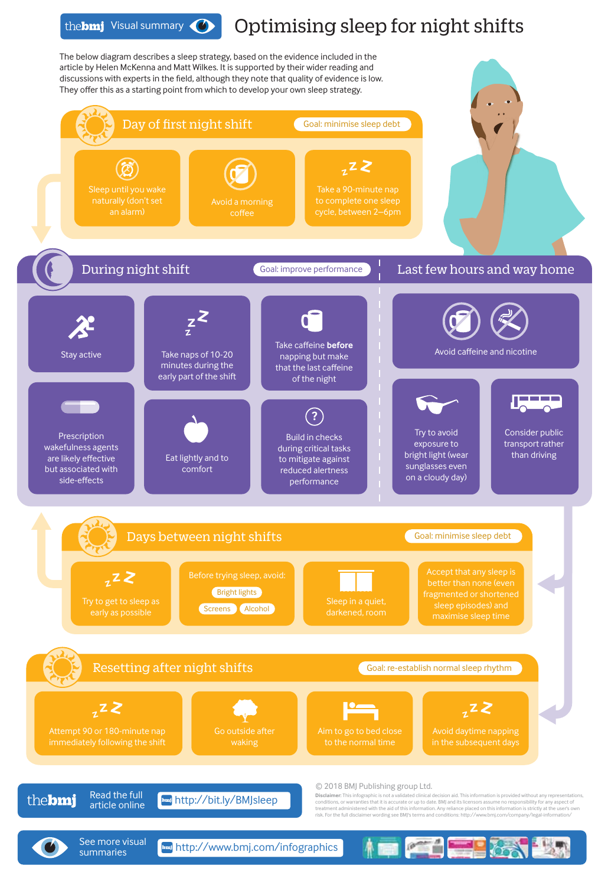thebmj Visual summary

# Optimising sleep for night shifts

The below diagram describes a sleep strategy, based on the evidence included in the article by Helen McKenna and Matt Wilkes. It is supported by their wider reading and discussions with experts in the field, although they note that quality of evidence is low. They offer this as a starting point from which to develop your own sleep strategy.

## Day of first night shift

Goal: minimise sleep debt

- Sleep until you wake naturally (don't set an alarm)
- Avoid a morning coffee
- Take a 90-minute nap to complete one sleep cycle, between 2–6pm

## During night shift

Goal: improve performance

- Stay active
- Take naps of 10-20 minutes during the early part of the shift
- Take caffeine **before** napping but make that the last caffeine of the night
- Prescription wakefulness agents are likely effective but associated with side-effects
- Eat lightly and to comfort
- Build in checks during critical tasks to mitigate against reduced alertness performance

## Last few hours and way home

- Avoid caffeine and nicotine
- Try to avoid exposure to bright light (wear sunglasses even on a cloudy day)
- Consider public transport rather than driving

## Days between night shifts

Goal: minimise sleep debt

- Try to get to sleep as early as possible
- Before trying sleep, avoid: Bright lights, Screens, Alcohol
- Sleep in a quiet, darkened, room
- Accept that any sleep is better than none (even fragmented or shortened sleep episodes) and maximise sleep time

## Resetting after night shifts

Goal: re-establish normal sleep rhythm

- Attempt 90 or 180-minute nap immediately following the shift
- Go outside after waking
- Aim to go to bed close to the normal time
- Avoid daytime napping in the subsequent days

thebmj Read the full article online http://bit.ly/BMJsleep

© 2018 BMJ Publishing group Ltd.

Disclaimer: This infographic is not a validated clinical decision aid. This information is provided without any representations, conditions, or warranties that it is accurate or up to date. BMJ and its licensors assume no responsibility for any aspect of treatment administered with the aid of this information. Any reliance placed on this information is strictly at the user's own risk. For the full disclaimer wording see BMJ's terms and conditions: http://www.bmj.com/company/legal-information/

See more visual summaries http://www.bmj.com/infographics